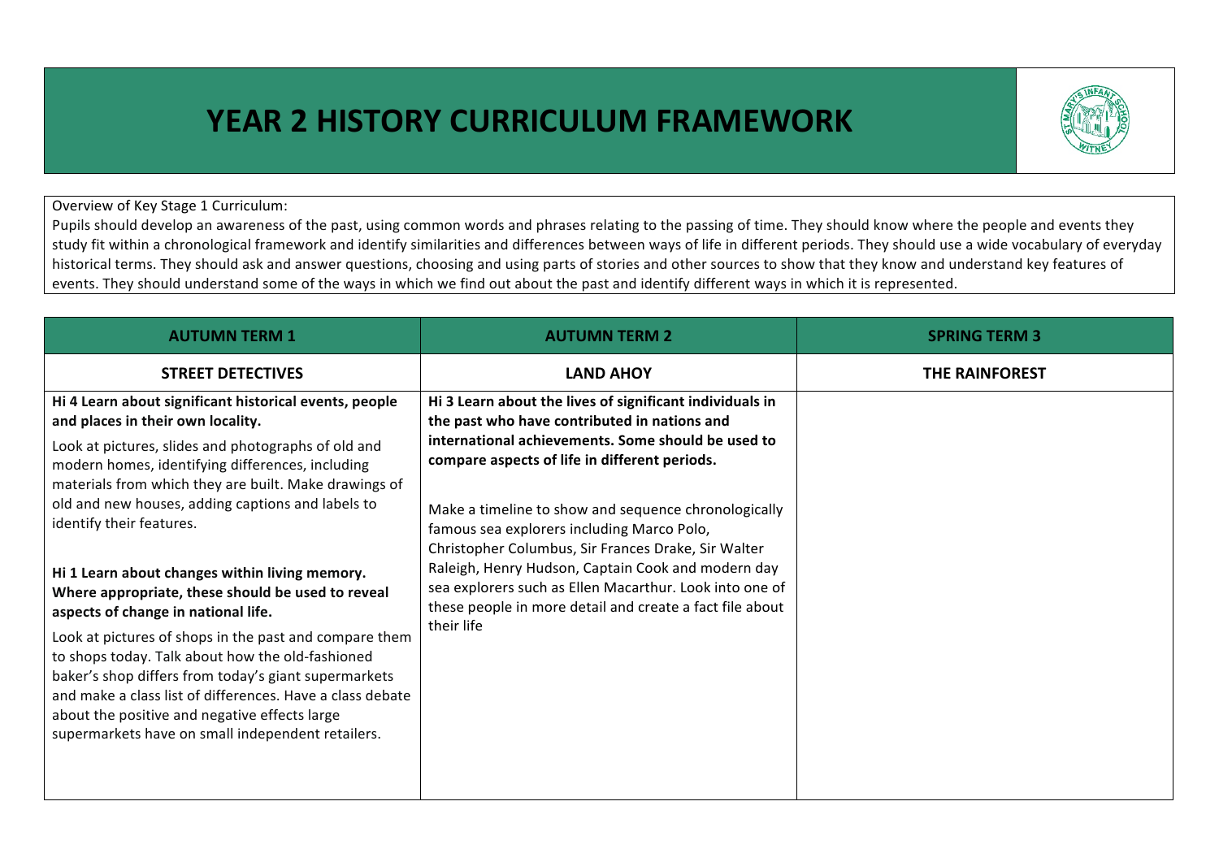# YEAR 2 HISTORY CURRICULUM FRAMEWORK

Overview of Key Stage 1 Curriculum:
Pupils should develop an awareness of the past, using common words and phrases relating to the passing of time. They should know where the people and events they study fit within a chronological framework and identify similarities and differences between ways of life in different periods. They should use a wide vocabulary of everyday historical terms. They should ask and answer questions, choosing and using parts of stories and other sources to show that they know and understand key features of events. They should understand some of the ways in which we find out about the past and identify different ways in which it is represented.

| AUTUMN TERM 1 | AUTUMN TERM 2 | SPRING TERM 3 |
|---|---|---|
| **STREET DETECTIVES** | **LAND AHOY** | **THE RAINFOREST** |
| **Hi 4 Learn about significant historical events, people and places in their own locality.**<br>Look at pictures, slides and photographs of old and modern homes, identifying differences, including materials from which they are built. Make drawings of old and new houses, adding captions and labels to identify their features.<br><br>**Hi 1 Learn about changes within living memory. Where appropriate, these should be used to reveal aspects of change in national life.**<br>Look at pictures of shops in the past and compare them to shops today. Talk about how the old-fashioned baker's shop differs from today's giant supermarkets and make a class list of differences. Have a class debate about the positive and negative effects large supermarkets have on small independent retailers. | **Hi 3 Learn about the lives of significant individuals in the past who have contributed in nations and international achievements. Some should be used to compare aspects of life in different periods.**<br><br>Make a timeline to show and sequence chronologically famous sea explorers including Marco Polo, Christopher Columbus, Sir Frances Drake, Sir Walter Raleigh, Henry Hudson, Captain Cook and modern day sea explorers such as Ellen Macarthur. Look into one of these people in more detail and create a fact file about their life | |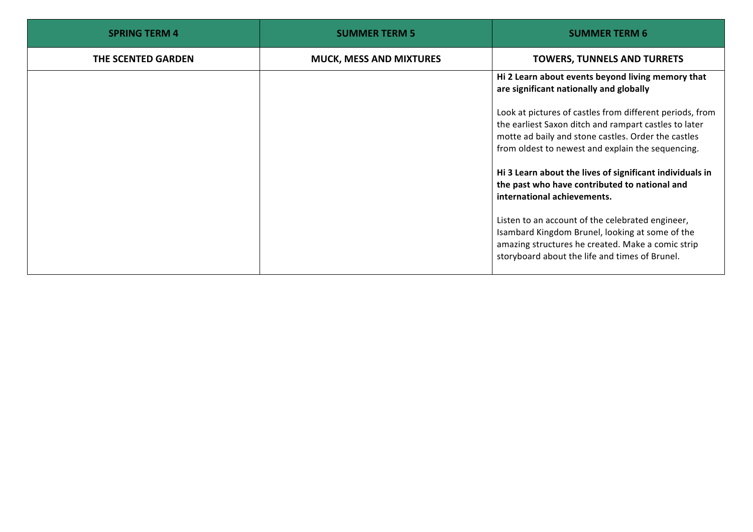| SPRING TERM 4 | SUMMER TERM 5 | SUMMER TERM 6 |
| --- | --- | --- |
| **THE SCENTED GARDEN** | **MUCK, MESS AND MIXTURES** | **TOWERS, TUNNELS AND TURRETS** |
| | | **Hi 2 Learn about events beyond living memory that are significant nationally and globally**<br><br>Look at pictures of castles from different periods, from the earliest Saxon ditch and rampart castles to later motte ad baily and stone castles. Order the castles from oldest to newest and explain the sequencing.<br><br>**Hi 3 Learn about the lives of significant individuals in the past who have contributed to national and international achievements.**<br><br>Listen to an account of the celebrated engineer, Isambard Kingdom Brunel, looking at some of the amazing structures he created. Make a comic strip storyboard about the life and times of Brunel. |